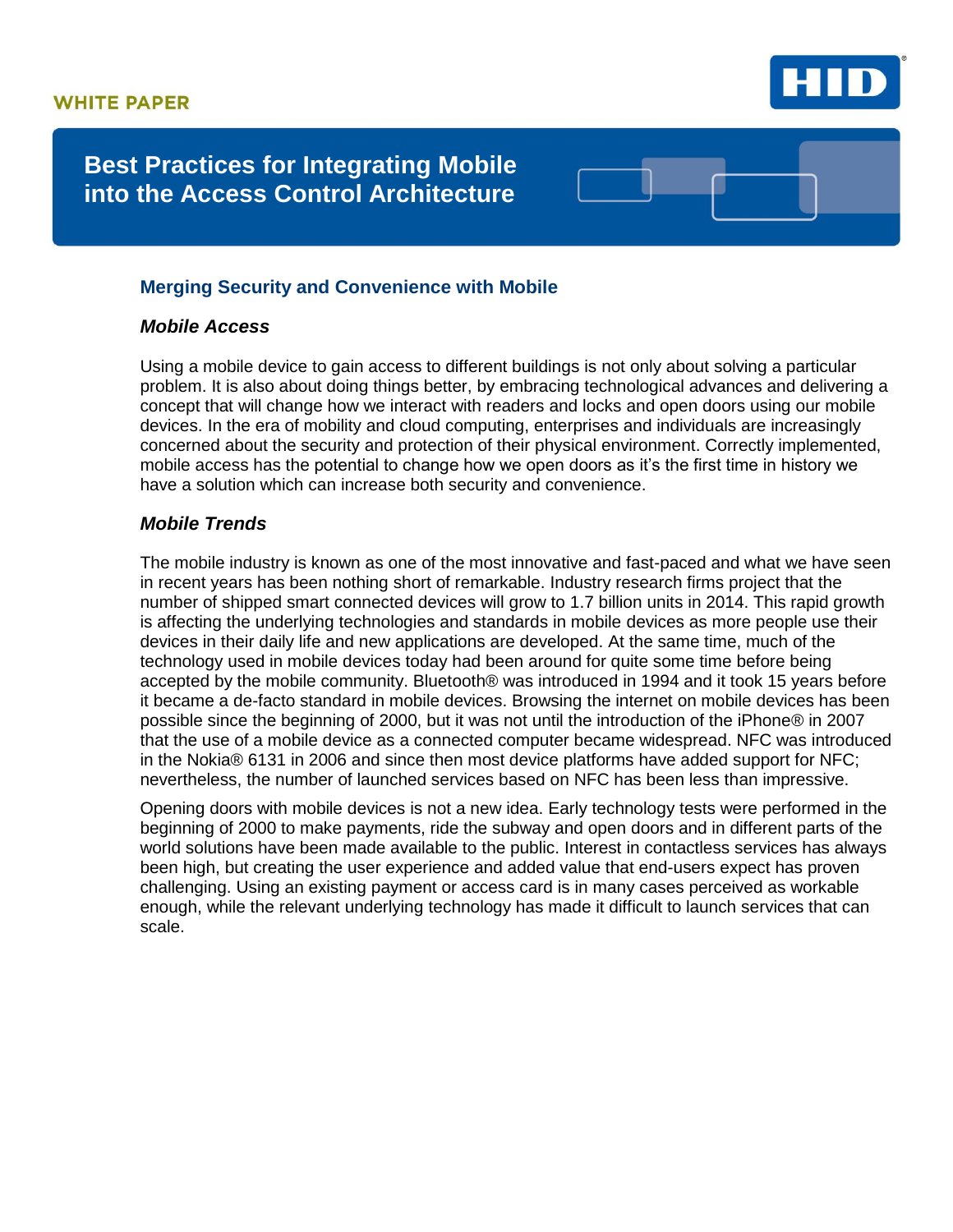WHITE PAPER

# Best Practices for Integrating Mobile into the Access Control Architecture

## Merging Security and Convenience with Mobile

### *Mobile Access*

Using a mobile device to gain access to different buildings is not only about solving a particular problem. It is also about doing things better, by embracing technological advances and delivering a concept that will change how we interact with readers and locks and open doors using our mobile devices. In the era of mobility and cloud computing, enterprises and individuals are increasingly concerned about the security and protection of their physical environment. Correctly implemented, mobile access has the potential to change how we open doors as it's the first time in history we have a solution which can increase both security and convenience.

### *Mobile Trends*

The mobile industry is known as one of the most innovative and fast-paced and what we have seen in recent years has been nothing short of remarkable. Industry research firms project that the number of shipped smart connected devices will grow to 1.7 billion units in 2014. This rapid growth is affecting the underlying technologies and standards in mobile devices as more people use their devices in their daily life and new applications are developed. At the same time, much of the technology used in mobile devices today had been around for quite some time before being accepted by the mobile community. Bluetooth® was introduced in 1994 and it took 15 years before it became a de-facto standard in mobile devices. Browsing the internet on mobile devices has been possible since the beginning of 2000, but it was not until the introduction of the iPhone® in 2007 that the use of a mobile device as a connected computer became widespread. NFC was introduced in the Nokia® 6131 in 2006 and since then most device platforms have added support for NFC; nevertheless, the number of launched services based on NFC has been less than impressive.

Opening doors with mobile devices is not a new idea. Early technology tests were performed in the beginning of 2000 to make payments, ride the subway and open doors and in different parts of the world solutions have been made available to the public. Interest in contactless services has always been high, but creating the user experience and added value that end-users expect has proven challenging. Using an existing payment or access card is in many cases perceived as workable enough, while the relevant underlying technology has made it difficult to launch services that can scale.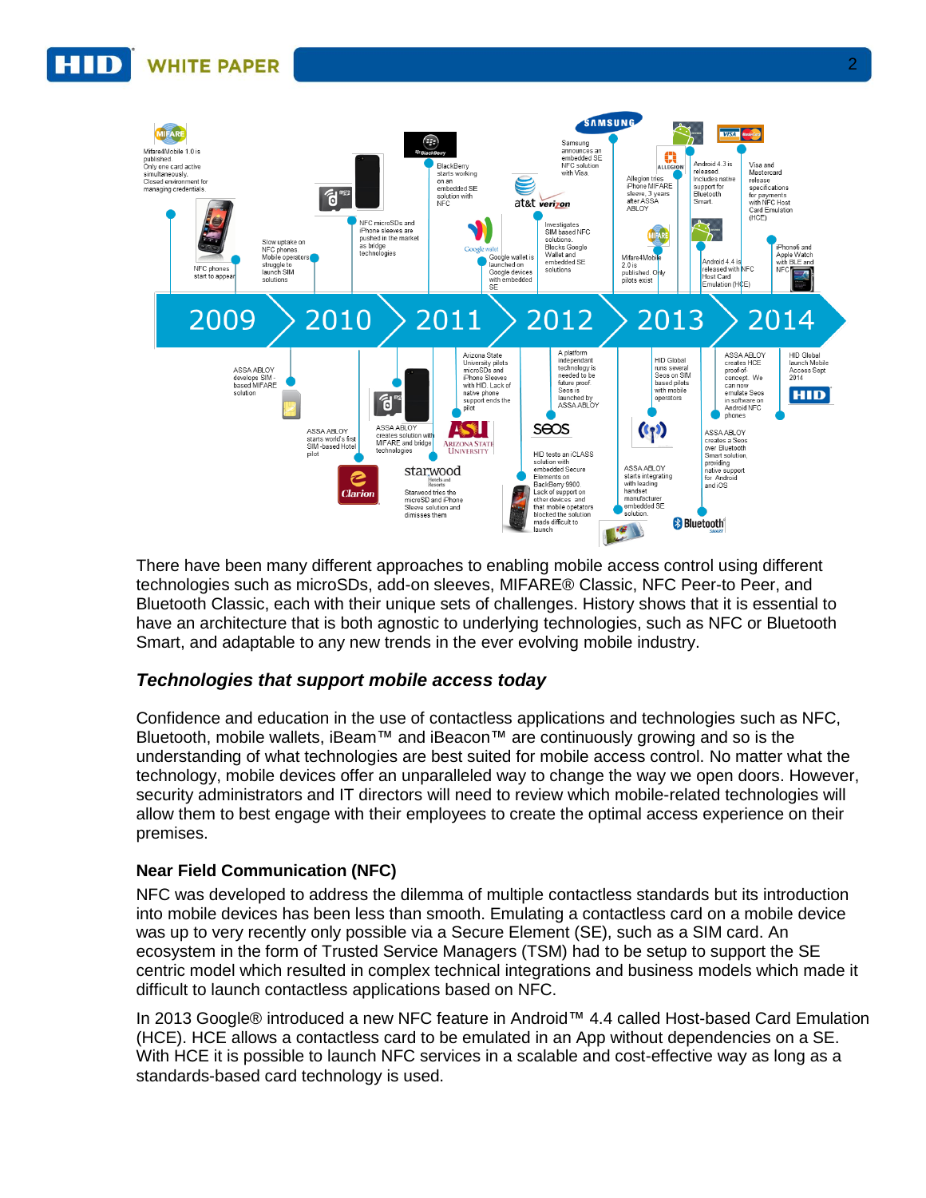**2009**

- Mifare4Mobile 1.0 is published. Only one card active simultaneously. Closed environment for managing credentials.
- NFC phones start to appear
- ASSA ABLOY develops SIM-based MIFARE solution
- ASSA ABLOY starts world's first SIM-based Hotel pilot

**2010**

- Slow uptake on NFC phones. Mobile operators struggle to launch SIM solutions
- NFC microSDs and iPhone sleeves are pushed in the market as bridge technologies
- ASSA ABLOY creates solution with MIFARE and bridge technologies
- Starwood tries the microSD and iPhone Sleeve solution and dimisses them

**2011**

- BlackBerry starts working on an embedded SE solution with NFC
- Google wallet is launched on Google devices with embedded SE
- Arizona State University pilots microSDs and iPhone Sleeves with HID. Lack of native phone support ends the pilot

**2012**

- Investigates SIM based NFC solutions. Blocks Google Wallet and embedded SE solutions
- Samsung announces an embedded SE NFC solution with Visa.
- A platform independent technology is needed to be future proof. Seos is launched by ASSA ABLOY
- HID tests an iCLASS solution with embedded Secure Elements on BlackBerry 9900. Lack of support on other devices and that mobile operators blocked the solution made difficult to launch

**2013**

- Allegion tries iPhone MIFARE sleeve, 3 years after ASSA ABLOY
- Mifare4Mobile 2.0 is published. Only pilots exist
- Android 4.3 is released. Includes native support for Bluetooth Smart.
- Android 4.4 is released with NFC Host Card Emulation (HCE)
- HID Global runs several Seos on SIM based pilots with mobile operators
- ASSA ABLOY starts integrating with leading handset manufacturer embedded SE solution.

**2014**

- Visa and Mastercard release specifications for payments with NFC Host Card Emulation (HCE)
- iPhone6 and Apple Watch with BLE and NFC
- ASSA ABLOY creates HCE proof-of-concept. We can now emulate Seos in software on Android NFC phones
- HID Global launch Mobile Access Sept 2014
- ASSA ABLOY creates a Seos over Bluetooth Smart solution, providing native support for Android and iOS

There have been many different approaches to enabling mobile access control using different technologies such as microSDs, add-on sleeves, MIFARE® Classic, NFC Peer-to Peer, and Bluetooth Classic, each with their unique sets of challenges. History shows that it is essential to have an architecture that is both agnostic to underlying technologies, such as NFC or Bluetooth Smart, and adaptable to any new trends in the ever evolving mobile industry.

## *Technologies that support mobile access today*

Confidence and education in the use of contactless applications and technologies such as NFC, Bluetooth, mobile wallets, iBeam™ and iBeacon™ are continuously growing and so is the understanding of what technologies are best suited for mobile access control. No matter what the technology, mobile devices offer an unparalleled way to change the way we open doors. However, security administrators and IT directors will need to review which mobile-related technologies will allow them to best engage with their employees to create the optimal access experience on their premises.

### Near Field Communication (NFC)

NFC was developed to address the dilemma of multiple contactless standards but its introduction into mobile devices has been less than smooth. Emulating a contactless card on a mobile device was up to very recently only possible via a Secure Element (SE), such as a SIM card. An ecosystem in the form of Trusted Service Managers (TSM) had to be setup to support the SE centric model which resulted in complex technical integrations and business models which made it difficult to launch contactless applications based on NFC.

In 2013 Google® introduced a new NFC feature in Android™ 4.4 called Host-based Card Emulation (HCE). HCE allows a contactless card to be emulated in an App without dependencies on a SE. With HCE it is possible to launch NFC services in a scalable and cost-effective way as long as a standards-based card technology is used.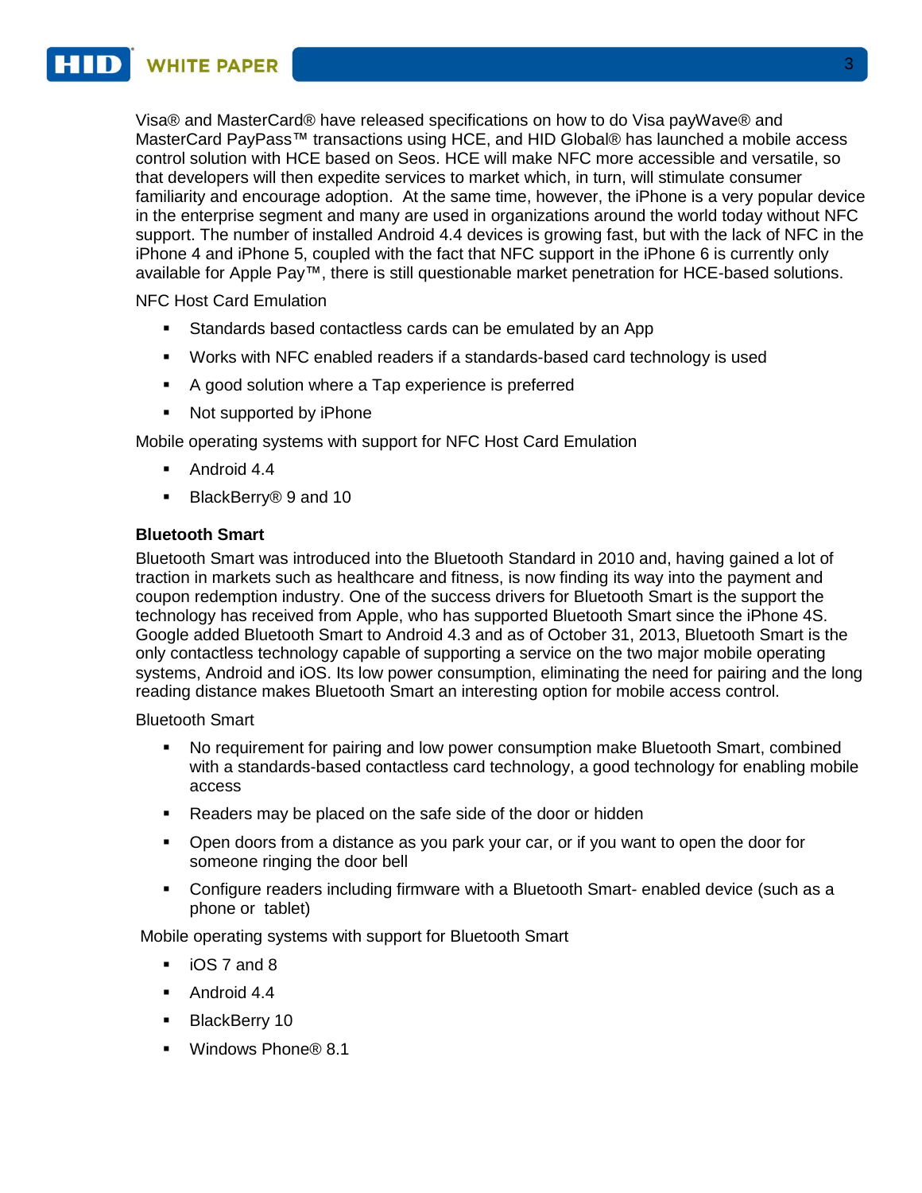Visa® and MasterCard® have released specifications on how to do Visa payWave® and MasterCard PayPass™ transactions using HCE, and HID Global® has launched a mobile access control solution with HCE based on Seos. HCE will make NFC more accessible and versatile, so that developers will then expedite services to market which, in turn, will stimulate consumer familiarity and encourage adoption. At the same time, however, the iPhone is a very popular device in the enterprise segment and many are used in organizations around the world today without NFC support. The number of installed Android 4.4 devices is growing fast, but with the lack of NFC in the iPhone 4 and iPhone 5, coupled with the fact that NFC support in the iPhone 6 is currently only available for Apple Pay™, there is still questionable market penetration for HCE-based solutions.

NFC Host Card Emulation

- Standards based contactless cards can be emulated by an App
- Works with NFC enabled readers if a standards-based card technology is used
- A good solution where a Tap experience is preferred
- Not supported by iPhone

Mobile operating systems with support for NFC Host Card Emulation

- Android 4.4
- BlackBerry® 9 and 10

**Bluetooth Smart**

Bluetooth Smart was introduced into the Bluetooth Standard in 2010 and, having gained a lot of traction in markets such as healthcare and fitness, is now finding its way into the payment and coupon redemption industry. One of the success drivers for Bluetooth Smart is the support the technology has received from Apple, who has supported Bluetooth Smart since the iPhone 4S. Google added Bluetooth Smart to Android 4.3 and as of October 31, 2013, Bluetooth Smart is the only contactless technology capable of supporting a service on the two major mobile operating systems, Android and iOS. Its low power consumption, eliminating the need for pairing and the long reading distance makes Bluetooth Smart an interesting option for mobile access control.

Bluetooth Smart

- No requirement for pairing and low power consumption make Bluetooth Smart, combined with a standards-based contactless card technology, a good technology for enabling mobile access
- Readers may be placed on the safe side of the door or hidden
- Open doors from a distance as you park your car, or if you want to open the door for someone ringing the door bell
- Configure readers including firmware with a Bluetooth Smart- enabled device (such as a phone or tablet)

Mobile operating systems with support for Bluetooth Smart

- iOS 7 and 8
- Android 4.4
- BlackBerry 10
- Windows Phone® 8.1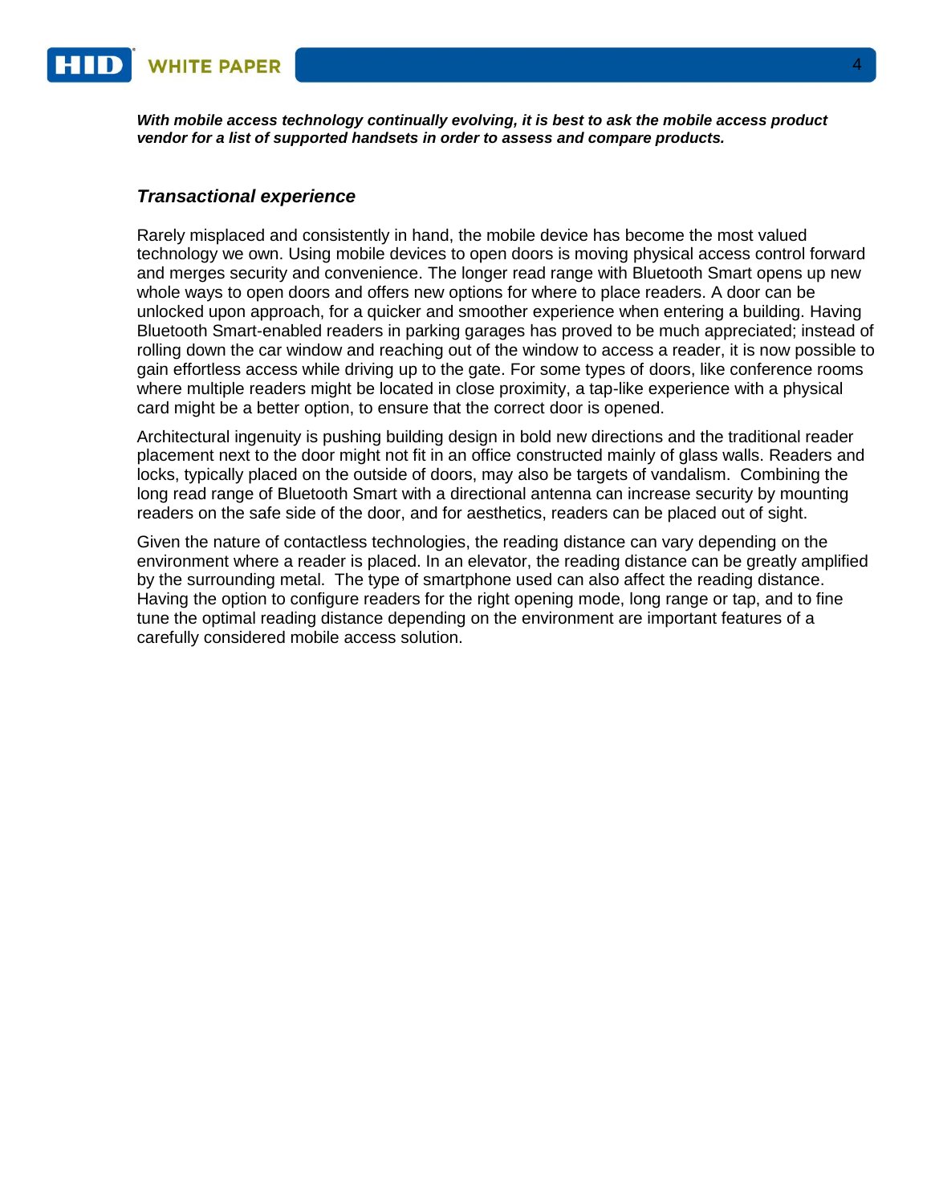***With mobile access technology continually evolving, it is best to ask the mobile access product vendor for a list of supported handsets in order to assess and compare products.***

### *Transactional experience*

Rarely misplaced and consistently in hand, the mobile device has become the most valued technology we own. Using mobile devices to open doors is moving physical access control forward and merges security and convenience. The longer read range with Bluetooth Smart opens up new whole ways to open doors and offers new options for where to place readers. A door can be unlocked upon approach, for a quicker and smoother experience when entering a building. Having Bluetooth Smart-enabled readers in parking garages has proved to be much appreciated; instead of rolling down the car window and reaching out of the window to access a reader, it is now possible to gain effortless access while driving up to the gate. For some types of doors, like conference rooms where multiple readers might be located in close proximity, a tap-like experience with a physical card might be a better option, to ensure that the correct door is opened.

Architectural ingenuity is pushing building design in bold new directions and the traditional reader placement next to the door might not fit in an office constructed mainly of glass walls. Readers and locks, typically placed on the outside of doors, may also be targets of vandalism. Combining the long read range of Bluetooth Smart with a directional antenna can increase security by mounting readers on the safe side of the door, and for aesthetics, readers can be placed out of sight.

Given the nature of contactless technologies, the reading distance can vary depending on the environment where a reader is placed. In an elevator, the reading distance can be greatly amplified by the surrounding metal. The type of smartphone used can also affect the reading distance. Having the option to configure readers for the right opening mode, long range or tap, and to fine tune the optimal reading distance depending on the environment are important features of a carefully considered mobile access solution.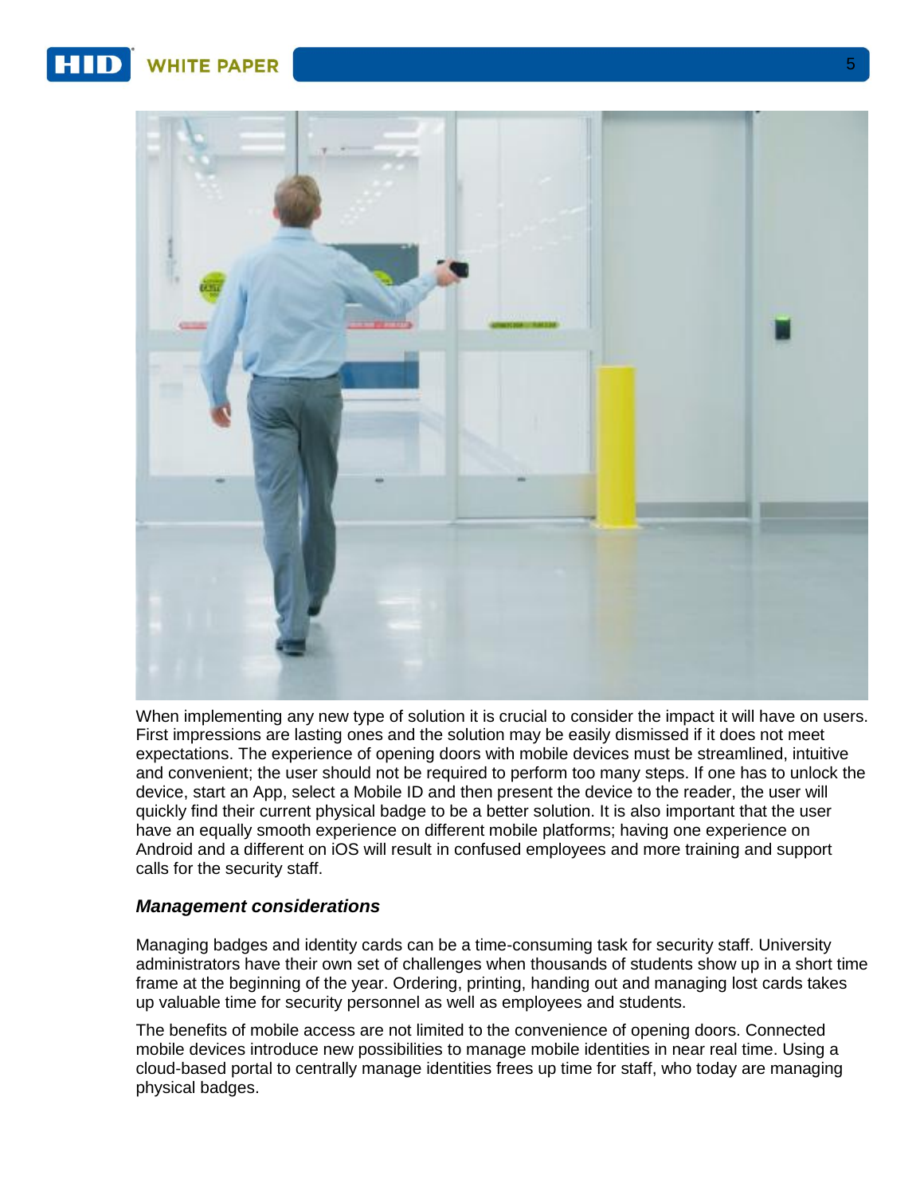When implementing any new type of solution it is crucial to consider the impact it will have on users. First impressions are lasting ones and the solution may be easily dismissed if it does not meet expectations. The experience of opening doors with mobile devices must be streamlined, intuitive and convenient; the user should not be required to perform too many steps. If one has to unlock the device, start an App, select a Mobile ID and then present the device to the reader, the user will quickly find their current physical badge to be a better solution. It is also important that the user have an equally smooth experience on different mobile platforms; having one experience on Android and a different on iOS will result in confused employees and more training and support calls for the security staff.

### *Management considerations*

Managing badges and identity cards can be a time-consuming task for security staff. University administrators have their own set of challenges when thousands of students show up in a short time frame at the beginning of the year. Ordering, printing, handing out and managing lost cards takes up valuable time for security personnel as well as employees and students.

The benefits of mobile access are not limited to the convenience of opening doors. Connected mobile devices introduce new possibilities to manage mobile identities in near real time. Using a cloud-based portal to centrally manage identities frees up time for staff, who today are managing physical badges.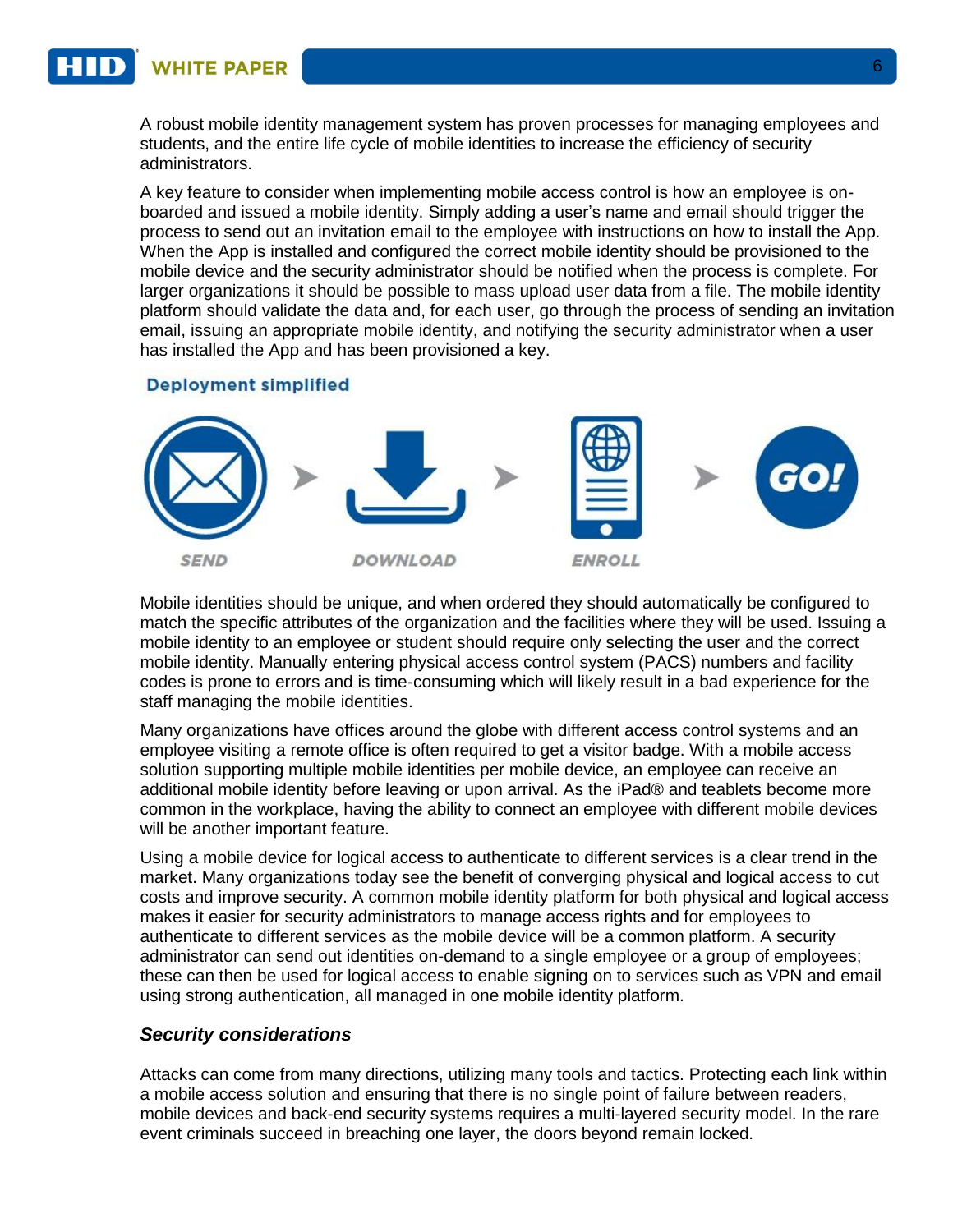A robust mobile identity management system has proven processes for managing employees and students, and the entire life cycle of mobile identities to increase the efficiency of security administrators.

A key feature to consider when implementing mobile access control is how an employee is on-boarded and issued a mobile identity. Simply adding a user's name and email should trigger the process to send out an invitation email to the employee with instructions on how to install the App. When the App is installed and configured the correct mobile identity should be provisioned to the mobile device and the security administrator should be notified when the process is complete. For larger organizations it should be possible to mass upload user data from a file. The mobile identity platform should validate the data and, for each user, go through the process of sending an invitation email, issuing an appropriate mobile identity, and notifying the security administrator when a user has installed the App and has been provisioned a key.

**Deployment simplified**

SEND ➤ DOWNLOAD ➤ ENROLL ➤ GO!

Mobile identities should be unique, and when ordered they should automatically be configured to match the specific attributes of the organization and the facilities where they will be used. Issuing a mobile identity to an employee or student should require only selecting the user and the correct mobile identity. Manually entering physical access control system (PACS) numbers and facility codes is prone to errors and is time-consuming which will likely result in a bad experience for the staff managing the mobile identities.

Many organizations have offices around the globe with different access control systems and an employee visiting a remote office is often required to get a visitor badge. With a mobile access solution supporting multiple mobile identities per mobile device, an employee can receive an additional mobile identity before leaving or upon arrival. As the iPad® and teablets become more common in the workplace, having the ability to connect an employee with different mobile devices will be another important feature.

Using a mobile device for logical access to authenticate to different services is a clear trend in the market. Many organizations today see the benefit of converging physical and logical access to cut costs and improve security. A common mobile identity platform for both physical and logical access makes it easier for security administrators to manage access rights and for employees to authenticate to different services as the mobile device will be a common platform. A security administrator can send out identities on-demand to a single employee or a group of employees; these can then be used for logical access to enable signing on to services such as VPN and email using strong authentication, all managed in one mobile identity platform.

### *Security considerations*

Attacks can come from many directions, utilizing many tools and tactics. Protecting each link within a mobile access solution and ensuring that there is no single point of failure between readers, mobile devices and back-end security systems requires a multi-layered security model. In the rare event criminals succeed in breaching one layer, the doors beyond remain locked.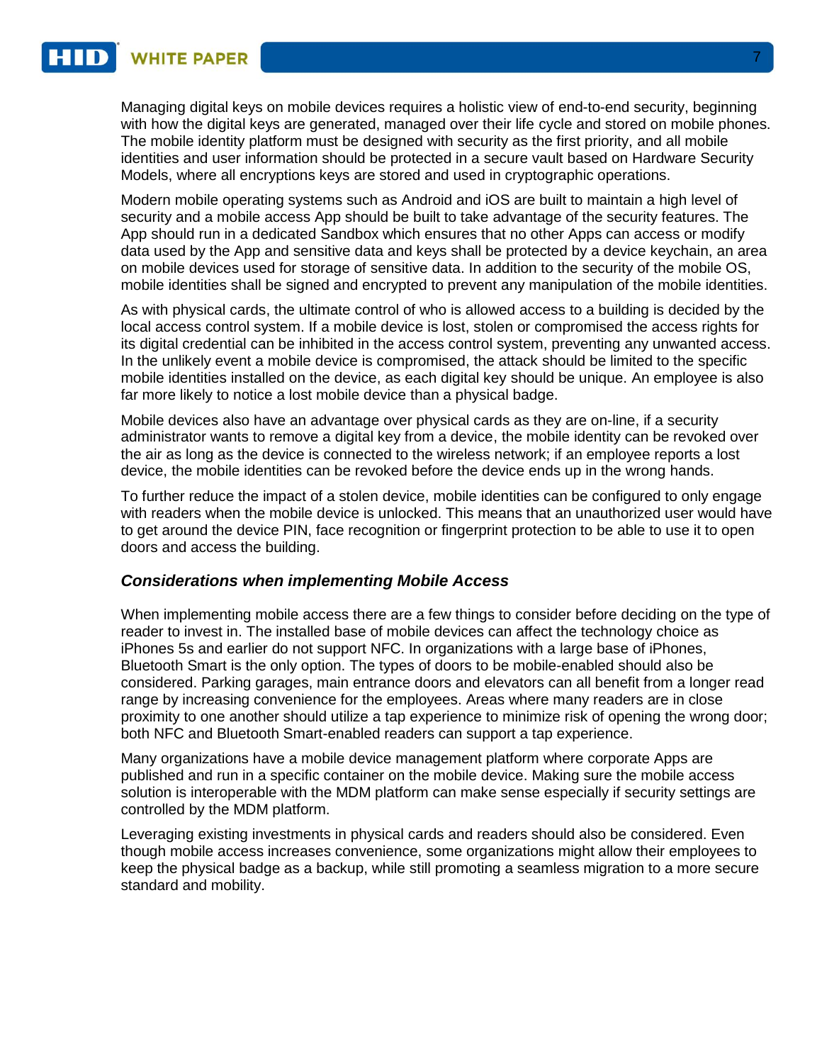Managing digital keys on mobile devices requires a holistic view of end-to-end security, beginning with how the digital keys are generated, managed over their life cycle and stored on mobile phones. The mobile identity platform must be designed with security as the first priority, and all mobile identities and user information should be protected in a secure vault based on Hardware Security Models, where all encryptions keys are stored and used in cryptographic operations.

Modern mobile operating systems such as Android and iOS are built to maintain a high level of security and a mobile access App should be built to take advantage of the security features. The App should run in a dedicated Sandbox which ensures that no other Apps can access or modify data used by the App and sensitive data and keys shall be protected by a device keychain, an area on mobile devices used for storage of sensitive data. In addition to the security of the mobile OS, mobile identities shall be signed and encrypted to prevent any manipulation of the mobile identities.

As with physical cards, the ultimate control of who is allowed access to a building is decided by the local access control system. If a mobile device is lost, stolen or compromised the access rights for its digital credential can be inhibited in the access control system, preventing any unwanted access. In the unlikely event a mobile device is compromised, the attack should be limited to the specific mobile identities installed on the device, as each digital key should be unique. An employee is also far more likely to notice a lost mobile device than a physical badge.

Mobile devices also have an advantage over physical cards as they are on-line, if a security administrator wants to remove a digital key from a device, the mobile identity can be revoked over the air as long as the device is connected to the wireless network; if an employee reports a lost device, the mobile identities can be revoked before the device ends up in the wrong hands.

To further reduce the impact of a stolen device, mobile identities can be configured to only engage with readers when the mobile device is unlocked. This means that an unauthorized user would have to get around the device PIN, face recognition or fingerprint protection to be able to use it to open doors and access the building.

### *Considerations when implementing Mobile Access*

When implementing mobile access there are a few things to consider before deciding on the type of reader to invest in. The installed base of mobile devices can affect the technology choice as iPhones 5s and earlier do not support NFC. In organizations with a large base of iPhones, Bluetooth Smart is the only option. The types of doors to be mobile-enabled should also be considered. Parking garages, main entrance doors and elevators can all benefit from a longer read range by increasing convenience for the employees. Areas where many readers are in close proximity to one another should utilize a tap experience to minimize risk of opening the wrong door; both NFC and Bluetooth Smart-enabled readers can support a tap experience.

Many organizations have a mobile device management platform where corporate Apps are published and run in a specific container on the mobile device. Making sure the mobile access solution is interoperable with the MDM platform can make sense especially if security settings are controlled by the MDM platform.

Leveraging existing investments in physical cards and readers should also be considered. Even though mobile access increases convenience, some organizations might allow their employees to keep the physical badge as a backup, while still promoting a seamless migration to a more secure standard and mobility.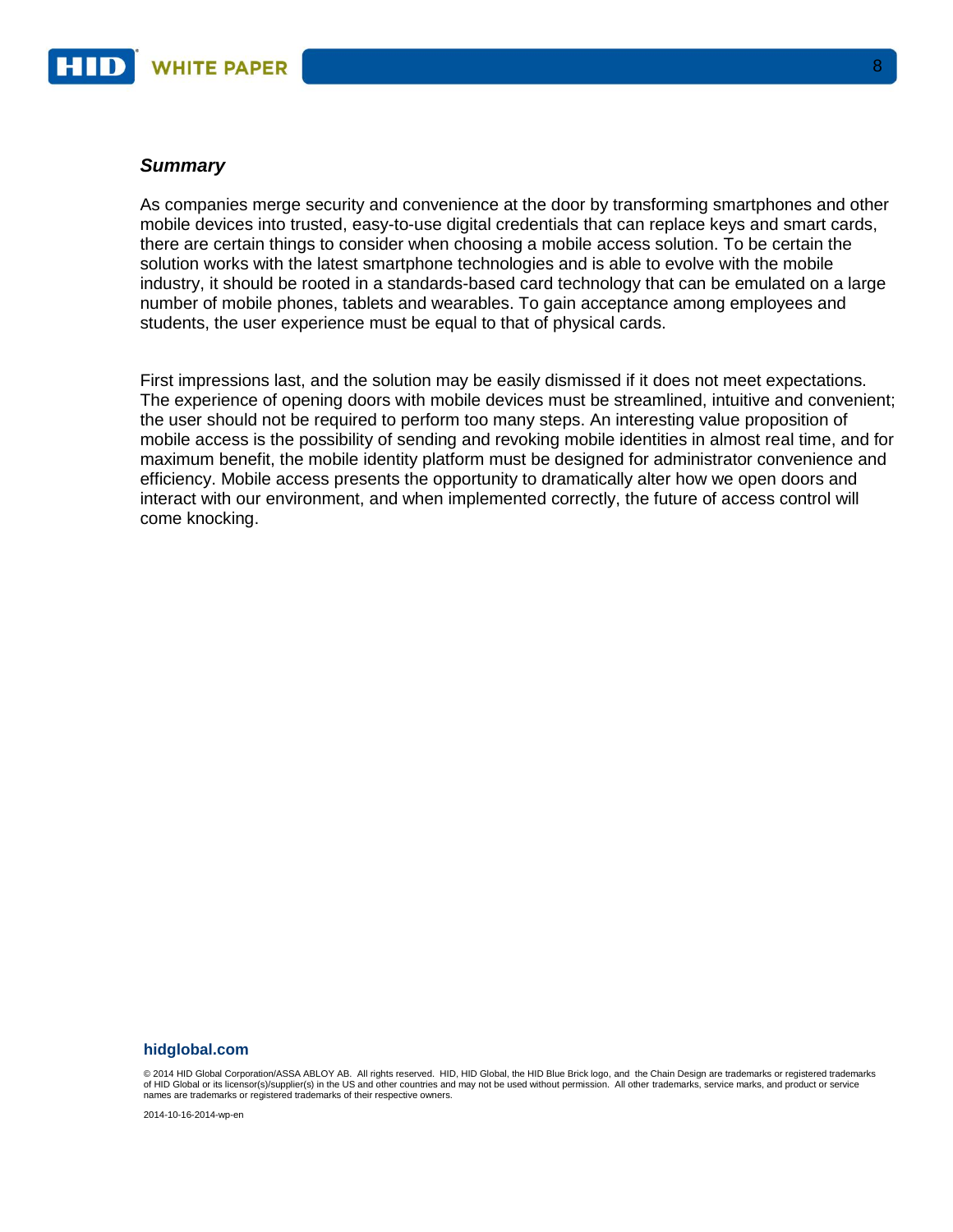### *Summary*

As companies merge security and convenience at the door by transforming smartphones and other mobile devices into trusted, easy-to-use digital credentials that can replace keys and smart cards, there are certain things to consider when choosing a mobile access solution. To be certain the solution works with the latest smartphone technologies and is able to evolve with the mobile industry, it should be rooted in a standards-based card technology that can be emulated on a large number of mobile phones, tablets and wearables. To gain acceptance among employees and students, the user experience must be equal to that of physical cards.

First impressions last, and the solution may be easily dismissed if it does not meet expectations. The experience of opening doors with mobile devices must be streamlined, intuitive and convenient; the user should not be required to perform too many steps. An interesting value proposition of mobile access is the possibility of sending and revoking mobile identities in almost real time, and for maximum benefit, the mobile identity platform must be designed for administrator convenience and efficiency. Mobile access presents the opportunity to dramatically alter how we open doors and interact with our environment, and when implemented correctly, the future of access control will come knocking.

**hidglobal.com**

© 2014 HID Global Corporation/ASSA ABLOY AB. All rights reserved. HID, HID Global, the HID Blue Brick logo, and the Chain Design are trademarks or registered trademarks of HID Global or its licensor(s)/supplier(s) in the US and other countries and may not be used without permission. All other trademarks, service marks, and product or service names are trademarks or registered trademarks of their respective owners.

2014-10-16-2014-wp-en